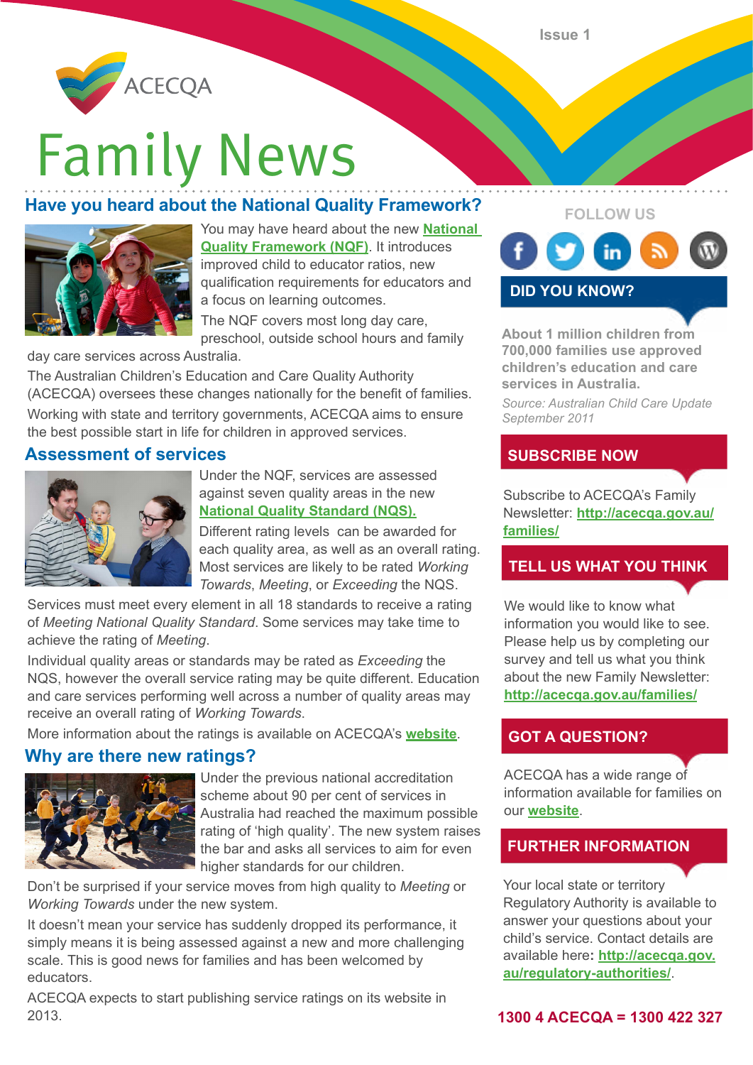ACECQA

# Family News

## Have you heard about the National Quality Framework?

You may have heard about the new **National Quality Framework (NQF)**. It introduces improved child to educator ratios, new qualification requirements for educators and a focus on learning outcomes.

The NQF covers most long day care, preschool, outside school hours and family day care services across Australia.

The Australian Children's Education and Care Quality Authority (ACECQA) oversees these changes nationally for the benefit of families.

Working with state and territory governments, ACECQA aims to ensure the best possible start in life for children in approved services.

## Assessment of services

Under the NQF, services are assessed against seven quality areas in the new **National Quality Standard (NQS).**

Different rating levels can be awarded for each quality area, as well as an overall rating. Most services are likely to be rated *Working Towards*, *Meeting*, or *Exceeding* the NQS.

Services must meet every element in all 18 standards to receive a rating of *Meeting National Quality Standard*. Some services may take time to achieve the rating of *Meeting*.

Individual quality areas or standards may be rated as *Exceeding* the NQS, however the overall service rating may be quite different. Education and care services performing well across a number of quality areas may receive an overall rating of *Working Towards*.

More information about the ratings is available on ACECQA's **website**.

## Why are there new ratings?

Under the previous national accreditation scheme about 90 per cent of services in Australia had reached the maximum possible rating of 'high quality'. The new system raises the bar and asks all services to aim for even higher standards for our children.

Don't be surprised if your service moves from high quality to *Meeting* or *Working Towards* under the new system.

It doesn't mean your service has suddenly dropped its performance, it simply means it is being assessed against a new and more challenging scale. This is good news for families and has been welcomed by educators.

ACECQA expects to start publishing service ratings on its website in 2013.

FOLLOW US

### DID YOU KNOW?

**About 1 million children from 700,000 families use approved children's education and care services in Australia.**

*Source: Australian Child Care Update September 2011*

### SUBSCRIBE NOW

Subscribe to ACECQA's Family Newsletter: **http://acecqa.gov.au/families/**

### TELL US WHAT YOU THINK

We would like to know what information you would like to see. Please help us by completing our survey and tell us what you think about the new Family Newsletter: **http://acecqa.gov.au/families/**

### GOT A QUESTION?

ACECQA has a wide range of information available for families on our **website**.

### FURTHER INFORMATION

Your local state or territory Regulatory Authority is available to answer your questions about your child's service. Contact details are available here**:** **http://acecqa.gov.au/regulatory-authorities/**.

**1300 4 ACECQA = 1300 422 327**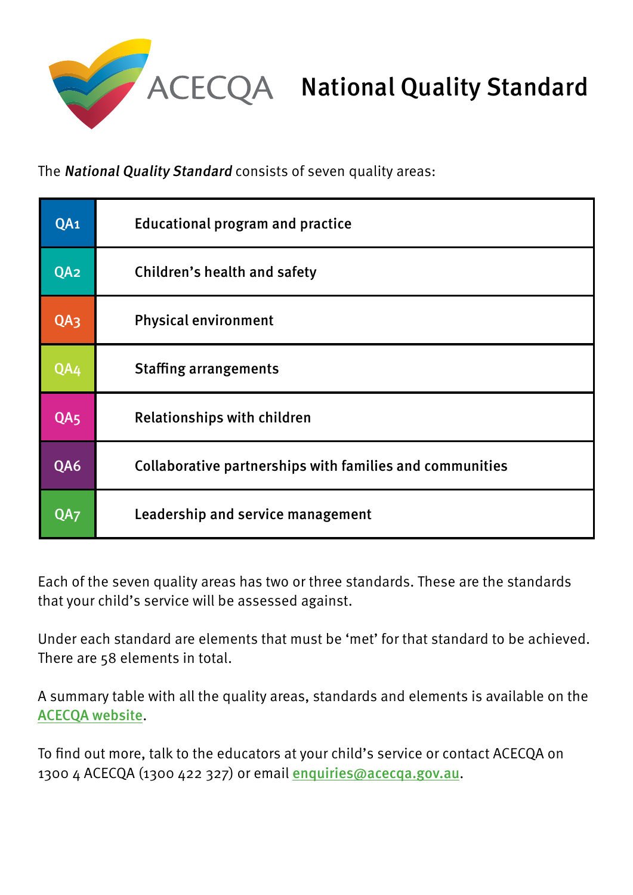# National Quality Standard

The ***National Quality Standard*** consists of seven quality areas:

| | |
|---|---|
| QA1 | **Educational program and practice** |
| QA2 | **Children's health and safety** |
| QA3 | **Physical environment** |
| QA4 | **Staffing arrangements** |
| QA5 | **Relationships with children** |
| QA6 | **Collaborative partnerships with families and communities** |
| QA7 | **Leadership and service management** |

Each of the seven quality areas has two or three standards. These are the standards that your child's service will be assessed against.

Under each standard are elements that must be 'met' for that standard to be achieved. There are 58 elements in total.

A summary table with all the quality areas, standards and elements is available on the ACECQA website.

To find out more, talk to the educators at your child's service or contact ACECQA on 1300 4 ACECQA (1300 422 327) or email enquiries@acecqa.gov.au.